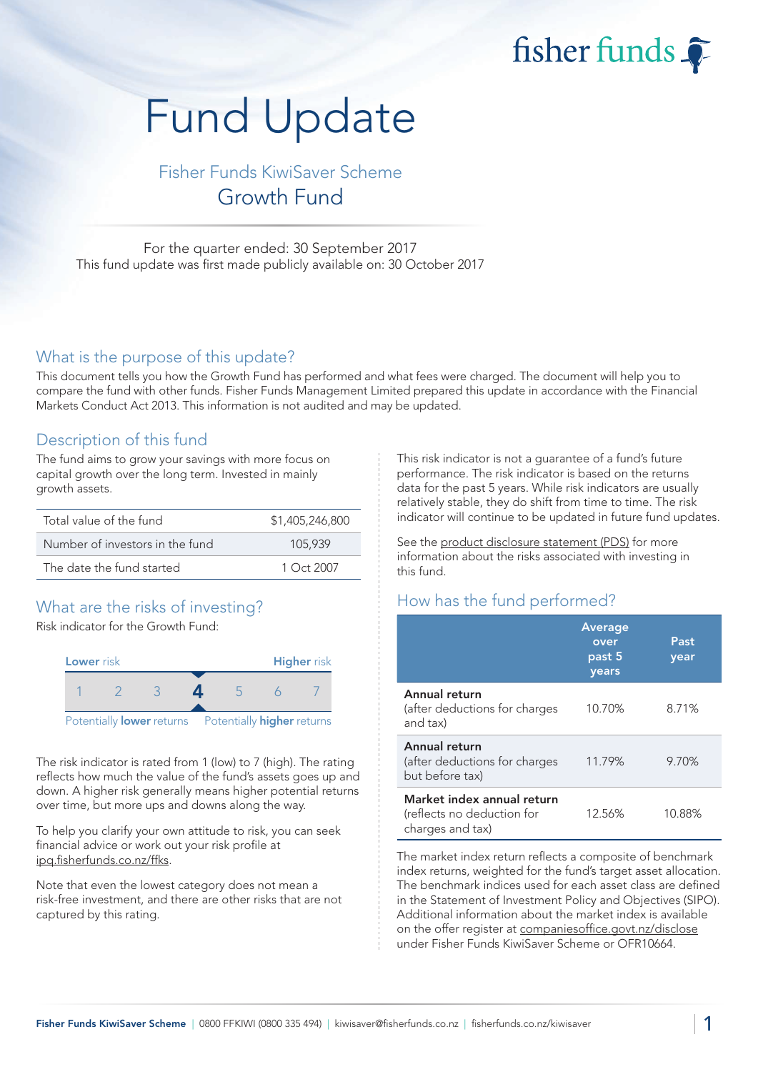fisher funds

# Fund Update

## Fisher Funds KiwiSaver Scheme
## Growth Fund

For the quarter ended: 30 September 2017
This fund update was first made publicly available on: 30 October 2017

## What is the purpose of this update?

This document tells you how the Growth Fund has performed and what fees were charged. The document will help you to compare the fund with other funds. Fisher Funds Management Limited prepared this update in accordance with the Financial Markets Conduct Act 2013. This information is not audited and may be updated.

## Description of this fund

The fund aims to grow your savings with more focus on capital growth over the long term. Invested in mainly growth assets.

| | |
|---|---|
| Total value of the fund | $1,405,246,800 |
| Number of investors in the fund | 105,939 |
| The date the fund started | 1 Oct 2007 |

## What are the risks of investing?

Risk indicator for the Growth Fund:

| Lower risk | | | | | | Higher risk |
|---|---|---|---|---|---|---|
| 1 | 2 | 3 | **4** | 5 | 6 | 7 |

Potentially **lower** returns — Potentially **higher** returns

The risk indicator is rated from 1 (low) to 7 (high). The rating reflects how much the value of the fund's assets goes up and down. A higher risk generally means higher potential returns over time, but more ups and downs along the way.

To help you clarify your own attitude to risk, you can seek financial advice or work out your risk profile at ipq.fisherfunds.co.nz/ffks.

Note that even the lowest category does not mean a risk-free investment, and there are other risks that are not captured by this rating.

This risk indicator is not a guarantee of a fund's future performance. The risk indicator is based on the returns data for the past 5 years. While risk indicators are usually relatively stable, they do shift from time to time. The risk indicator will continue to be updated in future fund updates.

See the product disclosure statement (PDS) for more information about the risks associated with investing in this fund.

## How has the fund performed?

| | Average over past 5 years | Past year |
|---|---|---|
| **Annual return** (after deductions for charges and tax) | 10.70% | 8.71% |
| **Annual return** (after deductions for charges but before tax) | 11.79% | 9.70% |
| **Market index annual return** (reflects no deduction for charges and tax) | 12.56% | 10.88% |

The market index return reflects a composite of benchmark index returns, weighted for the fund's target asset allocation. The benchmark indices used for each asset class are defined in the Statement of Investment Policy and Objectives (SIPO). Additional information about the market index is available on the offer register at companiesoffice.govt.nz/disclose under Fisher Funds KiwiSaver Scheme or OFR10664.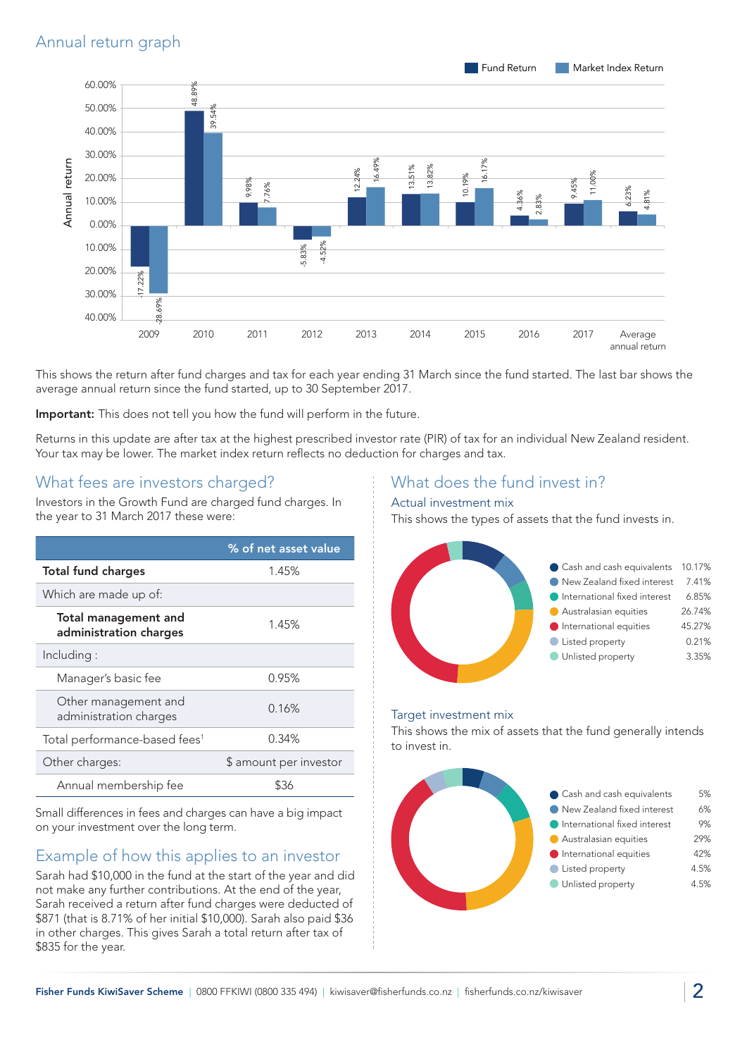## Annual return graph

| Year | Fund Return | Market Index Return |
|---|---|---|
| 2009 | -17.22% | -28.69% |
| 2010 | 48.89% | 39.54% |
| 2011 | 9.98% | 7.76% |
| 2012 | -5.83% | -4.52% |
| 2013 | 12.24% | 16.49% |
| 2014 | 13.51% | 13.82% |
| 2015 | 10.19% | 16.17% |
| 2016 | 4.36% | 2.83% |
| 2017 | 9.45% | 11.00% |
| Average annual return | 6.23% | 4.81% |

This shows the return after fund charges and tax for each year ending 31 March since the fund started. The last bar shows the average annual return since the fund started, up to 30 September 2017.

**Important:** This does not tell you how the fund will perform in the future.

Returns in this update are after tax at the highest prescribed investor rate (PIR) of tax for an individual New Zealand resident. Your tax may be lower. The market index return reflects no deduction for charges and tax.

## What fees are investors charged?

Investors in the Growth Fund are charged fund charges. In the year to 31 March 2017 these were:

| | % of net asset value |
|---|---|
| **Total fund charges** | 1.45% |
| Which are made up of: | |
| **Total management and administration charges** | 1.45% |
| Including : | |
| Manager's basic fee | 0.95% |
| Other management and administration charges | 0.16% |
| Total performance-based fees[1] | 0.34% |
| Other charges: | $ amount per investor |
| Annual membership fee | $36 |

Small differences in fees and charges can have a big impact on your investment over the long term.

## Example of how this applies to an investor

Sarah had $10,000 in the fund at the start of the year and did not make any further contributions. At the end of the year, Sarah received a return after fund charges were deducted of $871 (that is 8.71% of her initial $10,000). Sarah also paid $36 in other charges. This gives Sarah a total return after tax of $835 for the year.

## What does the fund invest in?

### Actual investment mix

This shows the types of assets that the fund invests in.

| Asset type | % |
|---|---|
| Cash and cash equivalents | 10.17% |
| New Zealand fixed interest | 7.41% |
| International fixed interest | 6.85% |
| Australasian equities | 26.74% |
| International equities | 45.27% |
| Listed property | 0.21% |
| Unlisted property | 3.35% |

### Target investment mix

This shows the mix of assets that the fund generally intends to invest in.

| Asset type | % |
|---|---|
| Cash and cash equivalents | 5% |
| New Zealand fixed interest | 6% |
| International fixed interest | 9% |
| Australasian equities | 29% |
| International equities | 42% |
| Listed property | 4.5% |
| Unlisted property | 4.5% |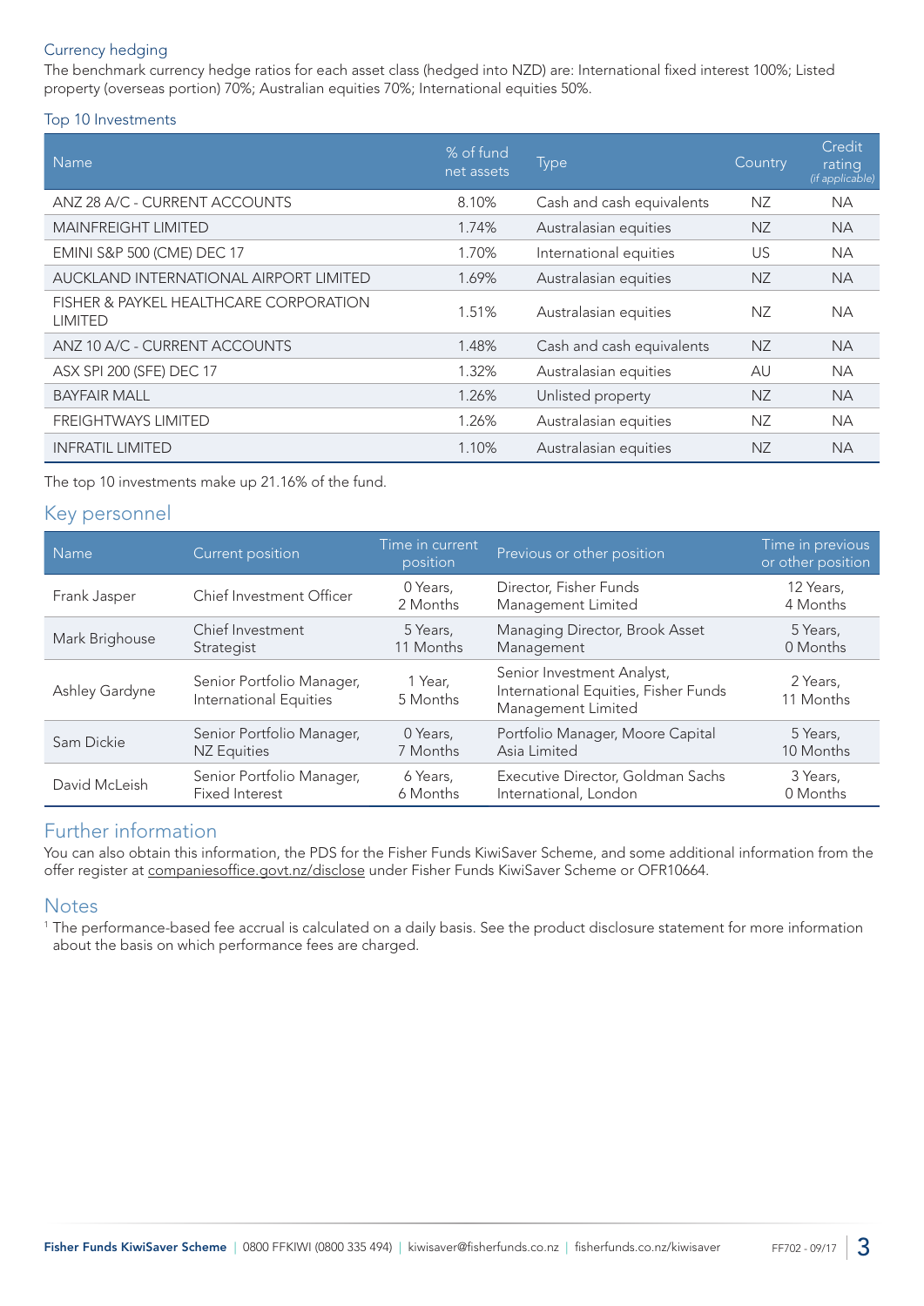### Currency hedging

The benchmark currency hedge ratios for each asset class (hedged into NZD) are: International fixed interest 100%; Listed property (overseas portion) 70%; Australian equities 70%; International equities 50%.

### Top 10 Investments

| Name | % of fund net assets | Type | Country | Credit rating *(if applicable)* |
|---|---|---|---|---|
| ANZ 28 A/C - CURRENT ACCOUNTS | 8.10% | Cash and cash equivalents | NZ | NA |
| MAINFREIGHT LIMITED | 1.74% | Australasian equities | NZ | NA |
| EMINI S&P 500 (CME) DEC 17 | 1.70% | International equities | US | NA |
| AUCKLAND INTERNATIONAL AIRPORT LIMITED | 1.69% | Australasian equities | NZ | NA |
| FISHER & PAYKEL HEALTHCARE CORPORATION LIMITED | 1.51% | Australasian equities | NZ | NA |
| ANZ 10 A/C - CURRENT ACCOUNTS | 1.48% | Cash and cash equivalents | NZ | NA |
| ASX SPI 200 (SFE) DEC 17 | 1.32% | Australasian equities | AU | NA |
| BAYFAIR MALL | 1.26% | Unlisted property | NZ | NA |
| FREIGHTWAYS LIMITED | 1.26% | Australasian equities | NZ | NA |
| INFRATIL LIMITED | 1.10% | Australasian equities | NZ | NA |

The top 10 investments make up 21.16% of the fund.

## Key personnel

| Name | Current position | Time in current position | Previous or other position | Time in previous or other position |
|---|---|---|---|---|
| Frank Jasper | Chief Investment Officer | 0 Years, 2 Months | Director, Fisher Funds Management Limited | 12 Years, 4 Months |
| Mark Brighouse | Chief Investment Strategist | 5 Years, 11 Months | Managing Director, Brook Asset Management | 5 Years, 0 Months |
| Ashley Gardyne | Senior Portfolio Manager, International Equities | 1 Year, 5 Months | Senior Investment Analyst, International Equities, Fisher Funds Management Limited | 2 Years, 11 Months |
| Sam Dickie | Senior Portfolio Manager, NZ Equities | 0 Years, 7 Months | Portfolio Manager, Moore Capital Asia Limited | 5 Years, 10 Months |
| David McLeish | Senior Portfolio Manager, Fixed Interest | 6 Years, 6 Months | Executive Director, Goldman Sachs International, London | 3 Years, 0 Months |

## Further information

You can also obtain this information, the PDS for the Fisher Funds KiwiSaver Scheme, and some additional information from the offer register at companiesoffice.govt.nz/disclose under Fisher Funds KiwiSaver Scheme or OFR10664.

## Notes

[1] The performance-based fee accrual is calculated on a daily basis. See the product disclosure statement for more information about the basis on which performance fees are charged.